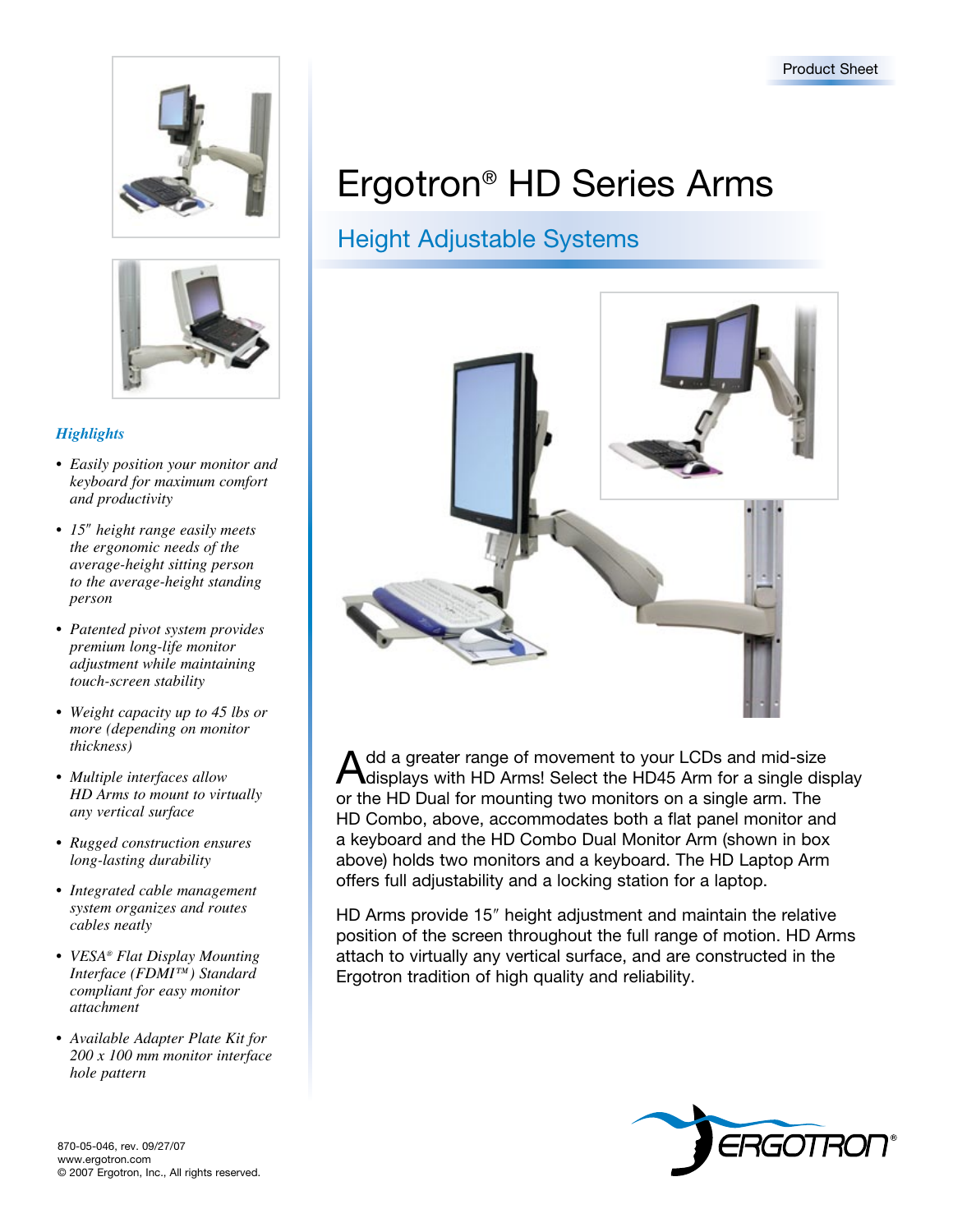Product Sheet

# Ergotron® HD Series Arms

## Height Adjustable Systems

Add a greater range of movement to your LCDs and mid-size displays with HD Arms! Select the HD45 Arm for a single display or the HD Dual for mounting two monitors on a single arm. The HD Combo, above, accommodates both a flat panel monitor and a keyboard and the HD Combo Dual Monitor Arm (shown in box above) holds two monitors and a keyboard. The HD Laptop Arm offers full adjustability and a locking station for a laptop.

HD Arms provide 15″ height adjustment and maintain the relative position of the screen throughout the full range of motion. HD Arms attach to virtually any vertical surface, and are constructed in the Ergotron tradition of high quality and reliability.

### *Highlights*

- *Easily position your monitor and keyboard for maximum comfort and productivity*
- *15″ height range easily meets the ergonomic needs of the average-height sitting person to the average-height standing person*
- *Patented pivot system provides premium long-life monitor adjustment while maintaining touch-screen stability*
- *Weight capacity up to 45 lbs or more (depending on monitor thickness)*
- *Multiple interfaces allow HD Arms to mount to virtually any vertical surface*
- *Rugged construction ensures long-lasting durability*
- *Integrated cable management system organizes and routes cables neatly*
- *VESA® Flat Display Mounting Interface (FDMI™) Standard compliant for easy monitor attachment*
- *Available Adapter Plate Kit for 200 x 100 mm monitor interface hole pattern*

870-05-046, rev. 09/27/07
www.ergotron.com
© 2007 Ergotron, Inc., All rights reserved.

ERGOTRON®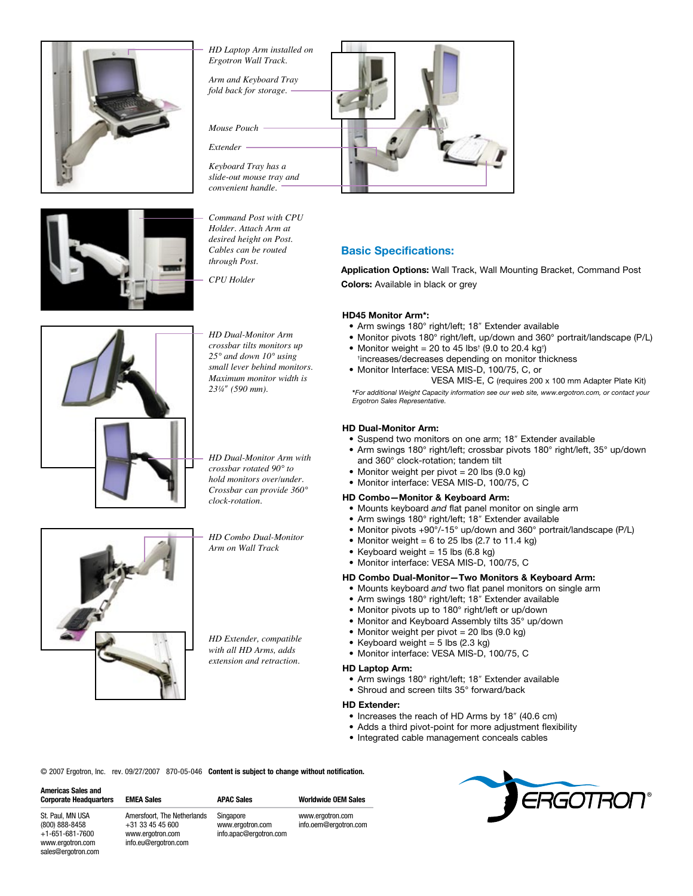*HD Laptop Arm installed on Ergotron Wall Track.*

*Arm and Keyboard Tray fold back for storage.*

*Mouse Pouch*

*Extender*

*Keyboard Tray has a slide-out mouse tray and convenient handle.*

*Command Post with CPU Holder. Attach Arm at desired height on Post. Cables can be routed through Post.*

*CPU Holder*

*HD Dual-Monitor Arm crossbar tilts monitors up 25° and down 10° using small lever behind monitors. Maximum monitor width is 23¼″ (590 mm).*

*HD Dual-Monitor Arm with crossbar rotated 90° to hold monitors over/under. Crossbar can provide 360° clock-rotation.*

*HD Combo Dual-Monitor Arm on Wall Track*

*HD Extender, compatible with all HD Arms, adds extension and retraction.*

## Basic Specifications:

**Application Options:** Wall Track, Wall Mounting Bracket, Command Post

**Colors:** Available in black or grey

### HD45 Monitor Arm*:

- Arm swings 180° right/left; 18″ Extender available
- Monitor pivots 180° right/left, up/down and 360° portrait/landscape (P/L)
- Monitor weight = 20 to 45 lbs† (9.0 to 20.4 kg†)
  †increases/decreases depending on monitor thickness
- Monitor Interface: VESA MIS-D, 100/75, C, or
  VESA MIS-E, C (requires 200 x 100 mm Adapter Plate Kit)

**\****For additional Weight Capacity information see our web site, www.ergotron.com, or contact your Ergotron Sales Representative.*

### HD Dual-Monitor Arm:

- Suspend two monitors on one arm; 18″ Extender available
- Arm swings 180° right/left; crossbar pivots 180° right/left, 35° up/down and 360° clock-rotation; tandem tilt
- Monitor weight per pivot = 20 lbs (9.0 kg)
- Monitor interface: VESA MIS-D, 100/75, C

### HD Combo—Monitor & Keyboard Arm:

- Mounts keyboard *and* flat panel monitor on single arm
- Arm swings 180° right/left; 18″ Extender available
- Monitor pivots +90°/-15° up/down and 360° portrait/landscape (P/L)
- Monitor weight = 6 to 25 lbs (2.7 to 11.4 kg)
- Keyboard weight = 15 lbs (6.8 kg)
- Monitor interface: VESA MIS-D, 100/75, C

### HD Combo Dual-Monitor—Two Monitors & Keyboard Arm:

- Mounts keyboard *and* two flat panel monitors on single arm
- Arm swings 180° right/left; 18″ Extender available
- Monitor pivots up to 180° right/left or up/down
- Monitor and Keyboard Assembly tilts 35° up/down
- Monitor weight per pivot = 20 lbs (9.0 kg)
- Keyboard weight = 5 lbs (2.3 kg)
- Monitor interface: VESA MIS-D, 100/75, C

### HD Laptop Arm:

- Arm swings 180° right/left; 18″ Extender available
- Shroud and screen tilts 35° forward/back

### HD Extender:

- Increases the reach of HD Arms by 18″ (40.6 cm)
- Adds a third pivot-point for more adjustment flexibility
- Integrated cable management conceals cables

© 2007 Ergotron, Inc. rev. 09/27/2007 870-05-046 **Content is subject to change without notification.**

| Americas Sales and Corporate Headquarters | EMEA Sales | APAC Sales | Worldwide OEM Sales |
|---|---|---|---|
| St. Paul, MN USA<br>(800) 888-8458<br>+1-651-681-7600<br>www.ergotron.com<br>sales@ergotron.com | Amersfoort, The Netherlands<br>+31 33 45 45 600<br>www.ergotron.com<br>info.eu@ergotron.com | Singapore<br>www.ergotron.com<br>info.apac@ergotron.com | www.ergotron.com<br>info.oem@ergotron.com |

ERGOTRON®